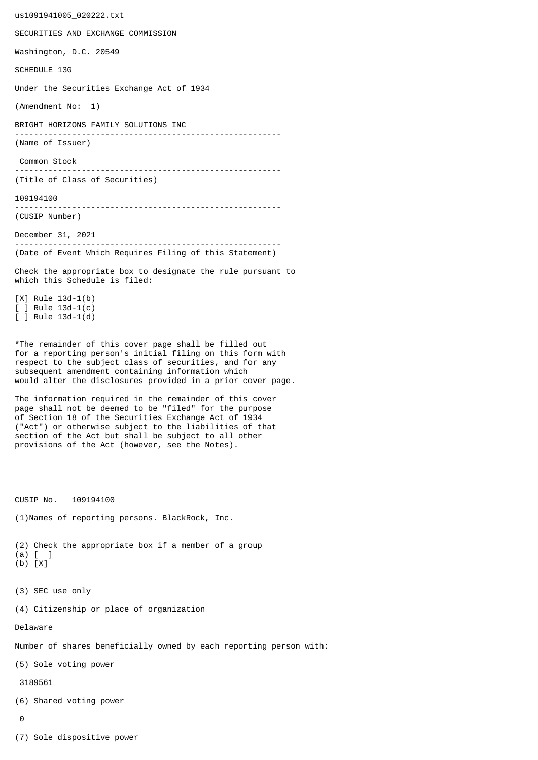us1091941005_020222.txt

SECURITIES AND EXCHANGE COMMISSION

Washington, D.C. 20549

SCHEDULE 13G

Under the Securities Exchange Act of 1934

(Amendment No: 1)

BRIGHT HORIZONS FAMILY SOLUTIONS INC

--------------------------------------------------------

(Name of Issuer)

Common Stock

--------------------------------------------------------

(Title of Class of Securities)

109194100

--------------------------------------------------------

(CUSIP Number)

December 31, 2021

--------------------------------------------------------

(Date of Event Which Requires Filing of this Statement)

Check the appropriate box to designate the rule pursuant to which this Schedule is filed:

[X] Rule 13d-1(b)
[ ] Rule 13d-1(c)
[ ] Rule 13d-1(d)

*The remainder of this cover page shall be filled out for a reporting person's initial filing on this form with respect to the subject class of securities, and for any subsequent amendment containing information which would alter the disclosures provided in a prior cover page.

The information required in the remainder of this cover page shall not be deemed to be "filed" for the purpose of Section 18 of the Securities Exchange Act of 1934 ("Act") or otherwise subject to the liabilities of that section of the Act but shall be subject to all other provisions of the Act (however, see the Notes).

CUSIP No. 109194100

(1)Names of reporting persons. BlackRock, Inc.

(2) Check the appropriate box if a member of a group
(a) [ ]
(b) [X]

(3) SEC use only

(4) Citizenship or place of organization

Delaware

Number of shares beneficially owned by each reporting person with:

(5) Sole voting power

3189561

(6) Shared voting power

0

(7) Sole dispositive power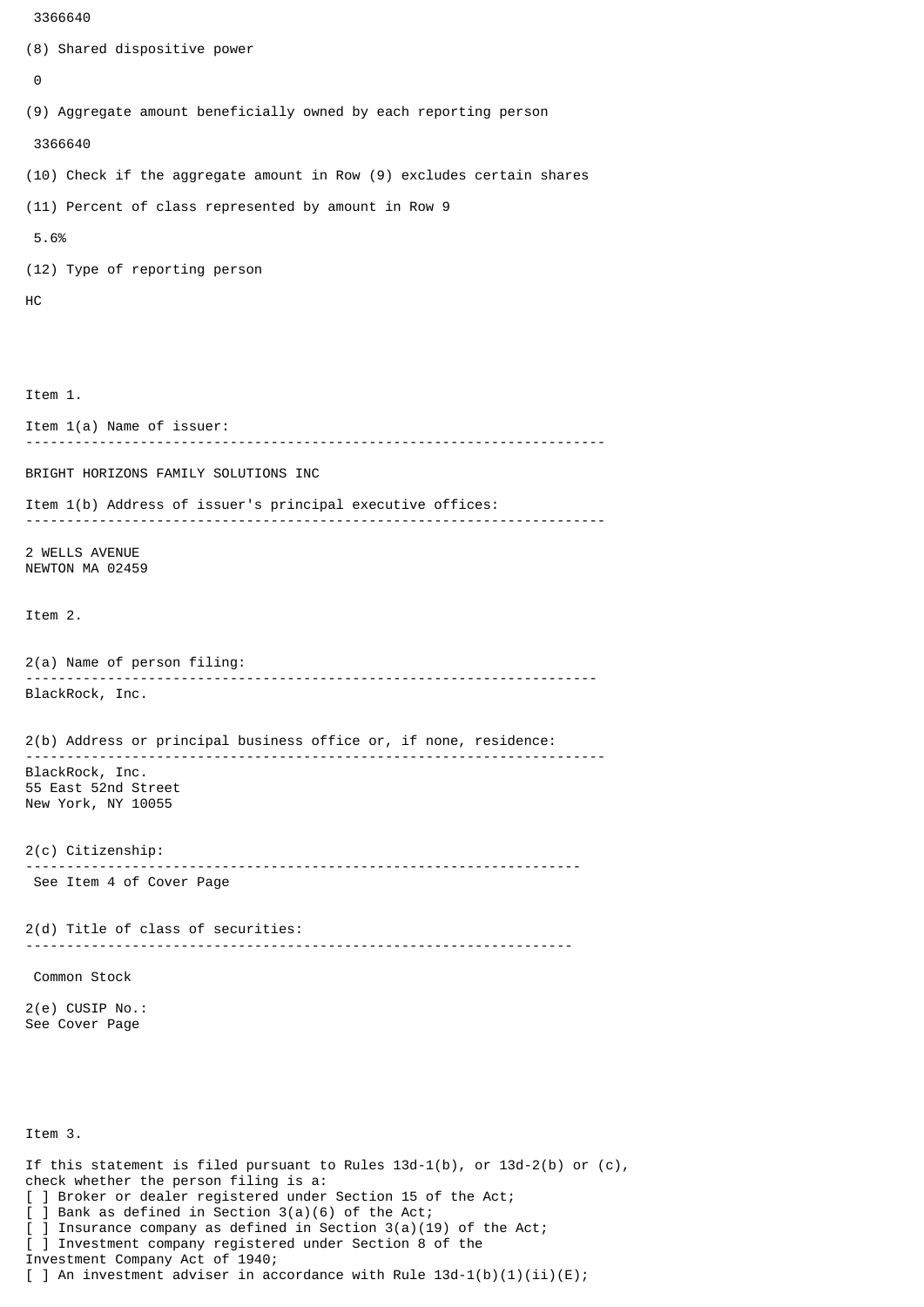3366640

(8) Shared dispositive power

0

(9) Aggregate amount beneficially owned by each reporting person

3366640

(10) Check if the aggregate amount in Row (9) excludes certain shares

(11) Percent of class represented by amount in Row 9

5.6%

(12) Type of reporting person

HC

Item 1.

Item 1(a) Name of issuer:

---

BRIGHT HORIZONS FAMILY SOLUTIONS INC

Item 1(b) Address of issuer's principal executive offices:

---

2 WELLS AVENUE
NEWTON MA 02459

Item 2.

2(a) Name of person filing:

---

BlackRock, Inc.

2(b) Address or principal business office or, if none, residence:

---

BlackRock, Inc.
55 East 52nd Street
New York, NY 10055

2(c) Citizenship:

---

See Item 4 of Cover Page

2(d) Title of class of securities:

---

Common Stock

2(e) CUSIP No.:
See Cover Page

Item 3.

If this statement is filed pursuant to Rules 13d-1(b), or 13d-2(b) or (c), check whether the person filing is a:
[ ] Broker or dealer registered under Section 15 of the Act;
[ ] Bank as defined in Section 3(a)(6) of the Act;
[ ] Insurance company as defined in Section 3(a)(19) of the Act;
[ ] Investment company registered under Section 8 of the Investment Company Act of 1940;
[ ] An investment adviser in accordance with Rule 13d-1(b)(1)(ii)(E);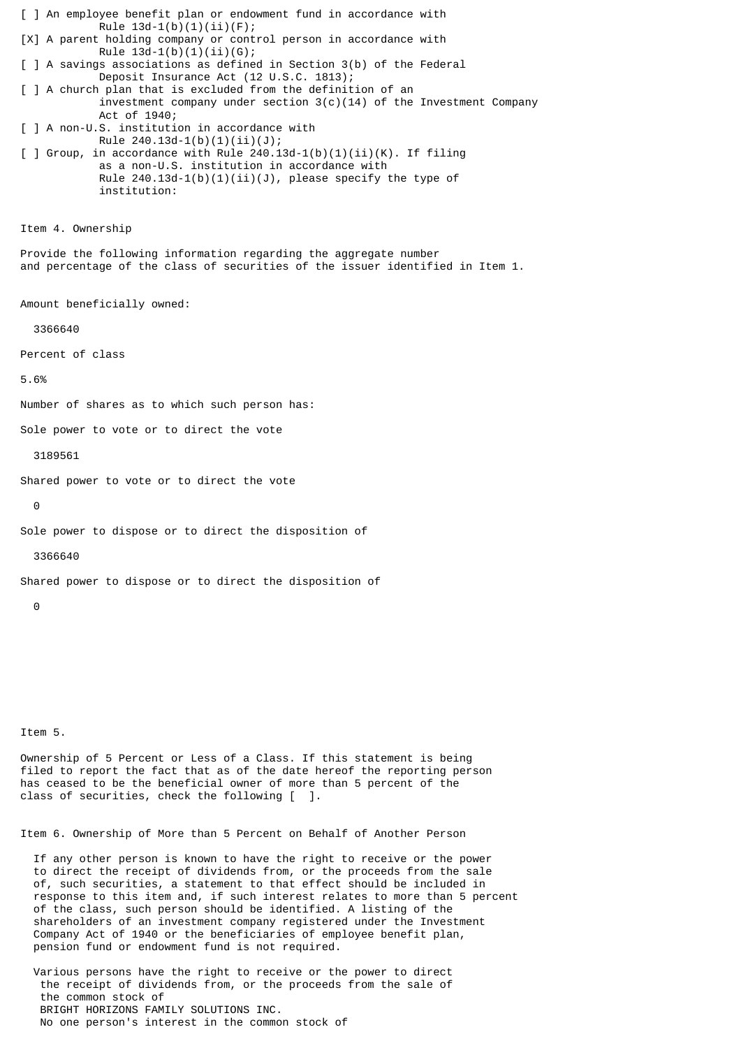[ ] An employee benefit plan or endowment fund in accordance with Rule 13d-1(b)(1)(ii)(F);

[X] A parent holding company or control person in accordance with Rule 13d-1(b)(1)(ii)(G);

[ ] A savings associations as defined in Section 3(b) of the Federal Deposit Insurance Act (12 U.S.C. 1813);

[ ] A church plan that is excluded from the definition of an investment company under section 3(c)(14) of the Investment Company Act of 1940;

[ ] A non-U.S. institution in accordance with Rule 240.13d-1(b)(1)(ii)(J);

[ ] Group, in accordance with Rule 240.13d-1(b)(1)(ii)(K). If filing as a non-U.S. institution in accordance with Rule 240.13d-1(b)(1)(ii)(J), please specify the type of institution:

Item 4. Ownership

Provide the following information regarding the aggregate number and percentage of the class of securities of the issuer identified in Item 1.

Amount beneficially owned:

3366640

Percent of class

5.6%

Number of shares as to which such person has:

Sole power to vote or to direct the vote

3189561

Shared power to vote or to direct the vote

0

Sole power to dispose or to direct the disposition of

3366640

Shared power to dispose or to direct the disposition of

0

Item 5.

Ownership of 5 Percent or Less of a Class. If this statement is being filed to report the fact that as of the date hereof the reporting person has ceased to be the beneficial owner of more than 5 percent of the class of securities, check the following [ ].

Item 6. Ownership of More than 5 Percent on Behalf of Another Person

If any other person is known to have the right to receive or the power to direct the receipt of dividends from, or the proceeds from the sale of, such securities, a statement to that effect should be included in response to this item and, if such interest relates to more than 5 percent of the class, such person should be identified. A listing of the shareholders of an investment company registered under the Investment Company Act of 1940 or the beneficiaries of employee benefit plan, pension fund or endowment fund is not required.

Various persons have the right to receive or the power to direct the receipt of dividends from, or the proceeds from the sale of the common stock of BRIGHT HORIZONS FAMILY SOLUTIONS INC. No one person's interest in the common stock of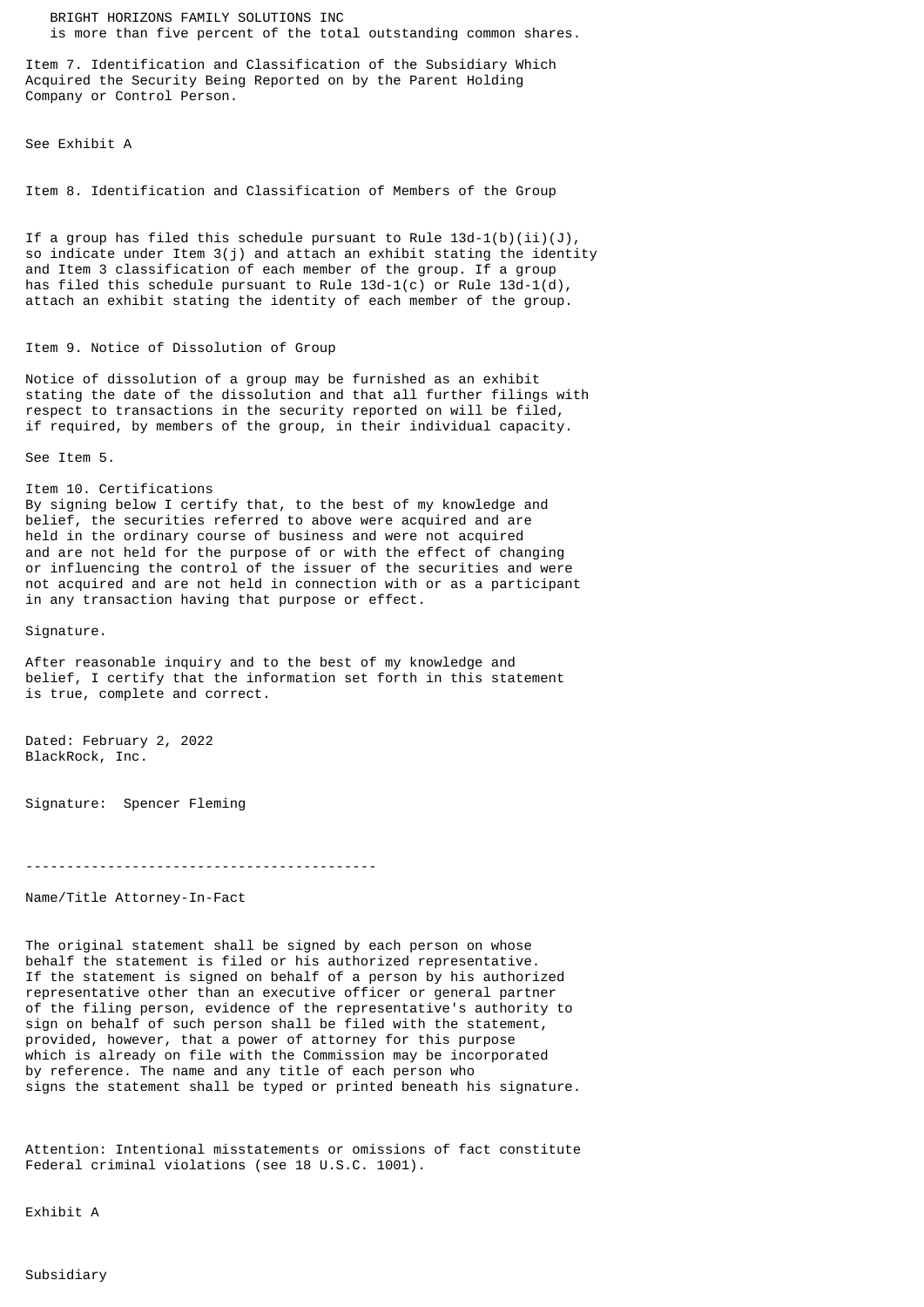BRIGHT HORIZONS FAMILY SOLUTIONS INC
is more than five percent of the total outstanding common shares.

Item 7. Identification and Classification of the Subsidiary Which Acquired the Security Being Reported on by the Parent Holding Company or Control Person.

See Exhibit A

Item 8. Identification and Classification of Members of the Group

If a group has filed this schedule pursuant to Rule 13d-1(b)(ii)(J), so indicate under Item 3(j) and attach an exhibit stating the identity and Item 3 classification of each member of the group. If a group has filed this schedule pursuant to Rule 13d-1(c) or Rule 13d-1(d), attach an exhibit stating the identity of each member of the group.

Item 9. Notice of Dissolution of Group

Notice of dissolution of a group may be furnished as an exhibit stating the date of the dissolution and that all further filings with respect to transactions in the security reported on will be filed, if required, by members of the group, in their individual capacity.

See Item 5.

Item 10. Certifications
By signing below I certify that, to the best of my knowledge and belief, the securities referred to above were acquired and are held in the ordinary course of business and were not acquired and are not held for the purpose of or with the effect of changing or influencing the control of the issuer of the securities and were not acquired and are not held in connection with or as a participant in any transaction having that purpose or effect.

Signature.

After reasonable inquiry and to the best of my knowledge and belief, I certify that the information set forth in this statement is true, complete and correct.

Dated: February 2, 2022
BlackRock, Inc.

Signature: Spencer Fleming

-------------------------------------------

Name/Title Attorney-In-Fact

The original statement shall be signed by each person on whose behalf the statement is filed or his authorized representative. If the statement is signed on behalf of a person by his authorized representative other than an executive officer or general partner of the filing person, evidence of the representative's authority to sign on behalf of such person shall be filed with the statement, provided, however, that a power of attorney for this purpose which is already on file with the Commission may be incorporated by reference. The name and any title of each person who signs the statement shall be typed or printed beneath his signature.

Attention: Intentional misstatements or omissions of fact constitute Federal criminal violations (see 18 U.S.C. 1001).

Exhibit A

Subsidiary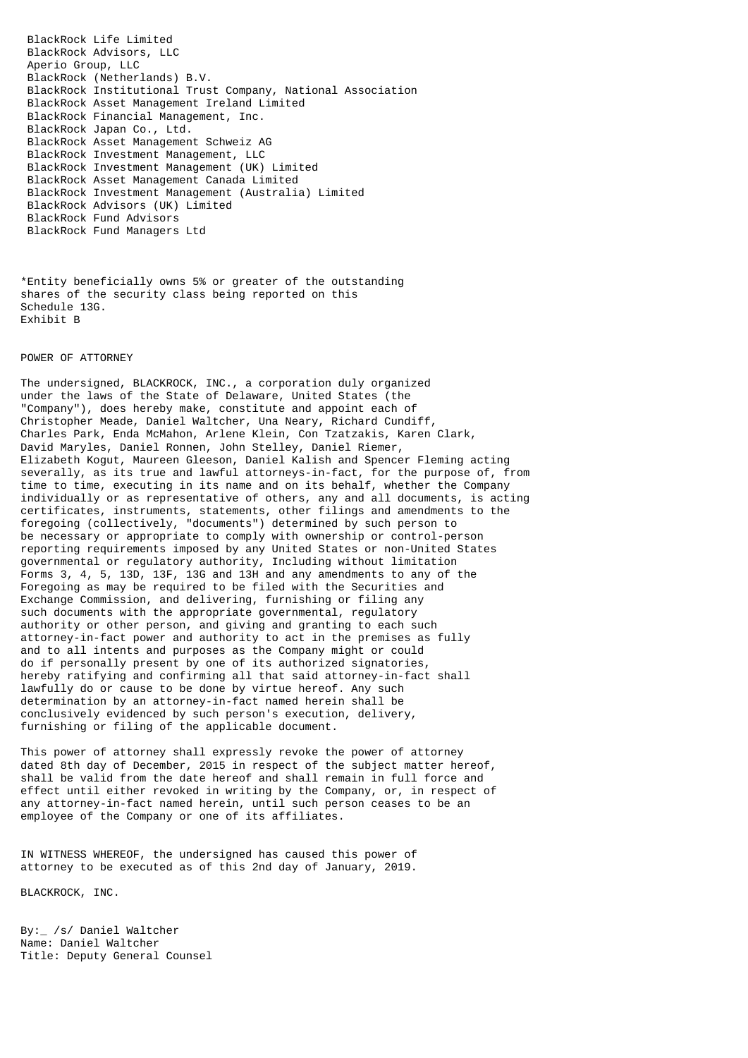BlackRock Life Limited
BlackRock Advisors, LLC
Aperio Group, LLC
BlackRock (Netherlands) B.V.
BlackRock Institutional Trust Company, National Association
BlackRock Asset Management Ireland Limited
BlackRock Financial Management, Inc.
BlackRock Japan Co., Ltd.
BlackRock Asset Management Schweiz AG
BlackRock Investment Management, LLC
BlackRock Investment Management (UK) Limited
BlackRock Asset Management Canada Limited
BlackRock Investment Management (Australia) Limited
BlackRock Advisors (UK) Limited
BlackRock Fund Advisors
BlackRock Fund Managers Ltd

*Entity beneficially owns 5% or greater of the outstanding shares of the security class being reported on this Schedule 13G.

Exhibit B

POWER OF ATTORNEY

The undersigned, BLACKROCK, INC., a corporation duly organized under the laws of the State of Delaware, United States (the "Company"), does hereby make, constitute and appoint each of Christopher Meade, Daniel Waltcher, Una Neary, Richard Cundiff, Charles Park, Enda McMahon, Arlene Klein, Con Tzatzakis, Karen Clark, David Maryles, Daniel Ronnen, John Stelley, Daniel Riemer, Elizabeth Kogut, Maureen Gleeson, Daniel Kalish and Spencer Fleming acting severally, as its true and lawful attorneys-in-fact, for the purpose of, from time to time, executing in its name and on its behalf, whether the Company individually or as representative of others, any and all documents, is acting certificates, instruments, statements, other filings and amendments to the foregoing (collectively, "documents") determined by such person to be necessary or appropriate to comply with ownership or control-person reporting requirements imposed by any United States or non-United States governmental or regulatory authority, Including without limitation Forms 3, 4, 5, 13D, 13F, 13G and 13H and any amendments to any of the Foregoing as may be required to be filed with the Securities and Exchange Commission, and delivering, furnishing or filing any such documents with the appropriate governmental, regulatory authority or other person, and giving and granting to each such attorney-in-fact power and authority to act in the premises as fully and to all intents and purposes as the Company might or could do if personally present by one of its authorized signatories, hereby ratifying and confirming all that said attorney-in-fact shall lawfully do or cause to be done by virtue hereof. Any such determination by an attorney-in-fact named herein shall be conclusively evidenced by such person's execution, delivery, furnishing or filing of the applicable document.

This power of attorney shall expressly revoke the power of attorney dated 8th day of December, 2015 in respect of the subject matter hereof, shall be valid from the date hereof and shall remain in full force and effect until either revoked in writing by the Company, or, in respect of any attorney-in-fact named herein, until such person ceases to be an employee of the Company or one of its affiliates.

IN WITNESS WHEREOF, the undersigned has caused this power of attorney to be executed as of this 2nd day of January, 2019.

BLACKROCK, INC.

By:_ /s/ Daniel Waltcher
Name: Daniel Waltcher
Title: Deputy General Counsel